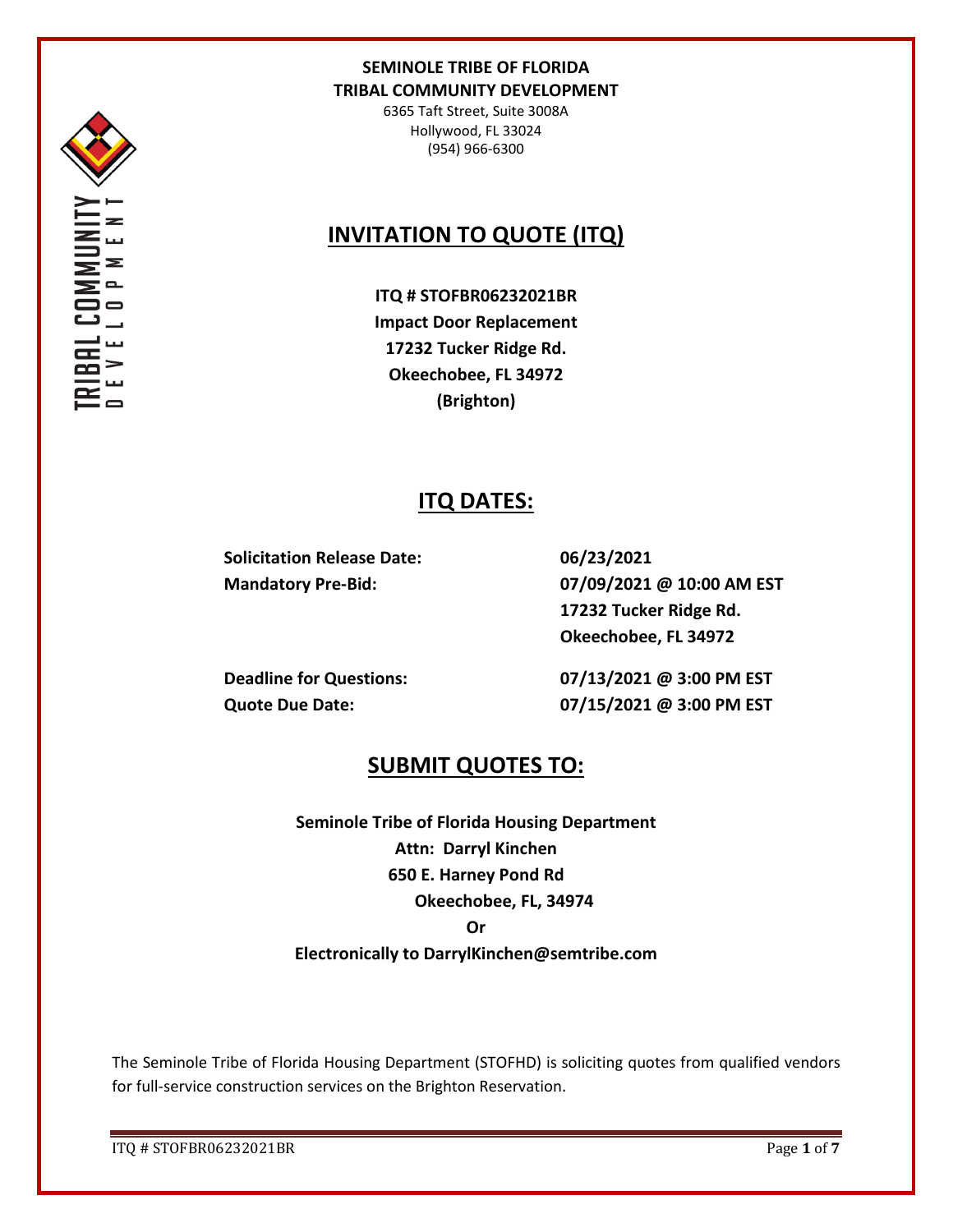**SEMINOLE TRIBE OF FLORIDA**
**TRIBAL COMMUNITY DEVELOPMENT**

6365 Taft Street, Suite 3008A
Hollywood, FL 33024
(954) 966-6300

# INVITATION TO QUOTE (ITQ)

**ITQ # STOFBR06232021BR**
**Impact Door Replacement**
**17232 Tucker Ridge Rd.**
**Okeechobee, FL 34972**
**(Brighton)**

## ITQ DATES:

| | |
|---|---|
| **Solicitation Release Date:** | **06/23/2021** |
| **Mandatory Pre-Bid:** | **07/09/2021 @ 10:00 AM EST**<br>**17232 Tucker Ridge Rd.**<br>**Okeechobee, FL 34972** |
| **Deadline for Questions:** | **07/13/2021 @ 3:00 PM EST** |
| **Quote Due Date:** | **07/15/2021 @ 3:00 PM EST** |

## SUBMIT QUOTES TO:

**Seminole Tribe of Florida Housing Department**
**Attn: Darryl Kinchen**
**650 E. Harney Pond Rd**
**Okeechobee, FL, 34974**
**Or**
**Electronically to DarrylKinchen@semtribe.com**

The Seminole Tribe of Florida Housing Department (STOFHD) is soliciting quotes from qualified vendors for full-service construction services on the Brighton Reservation.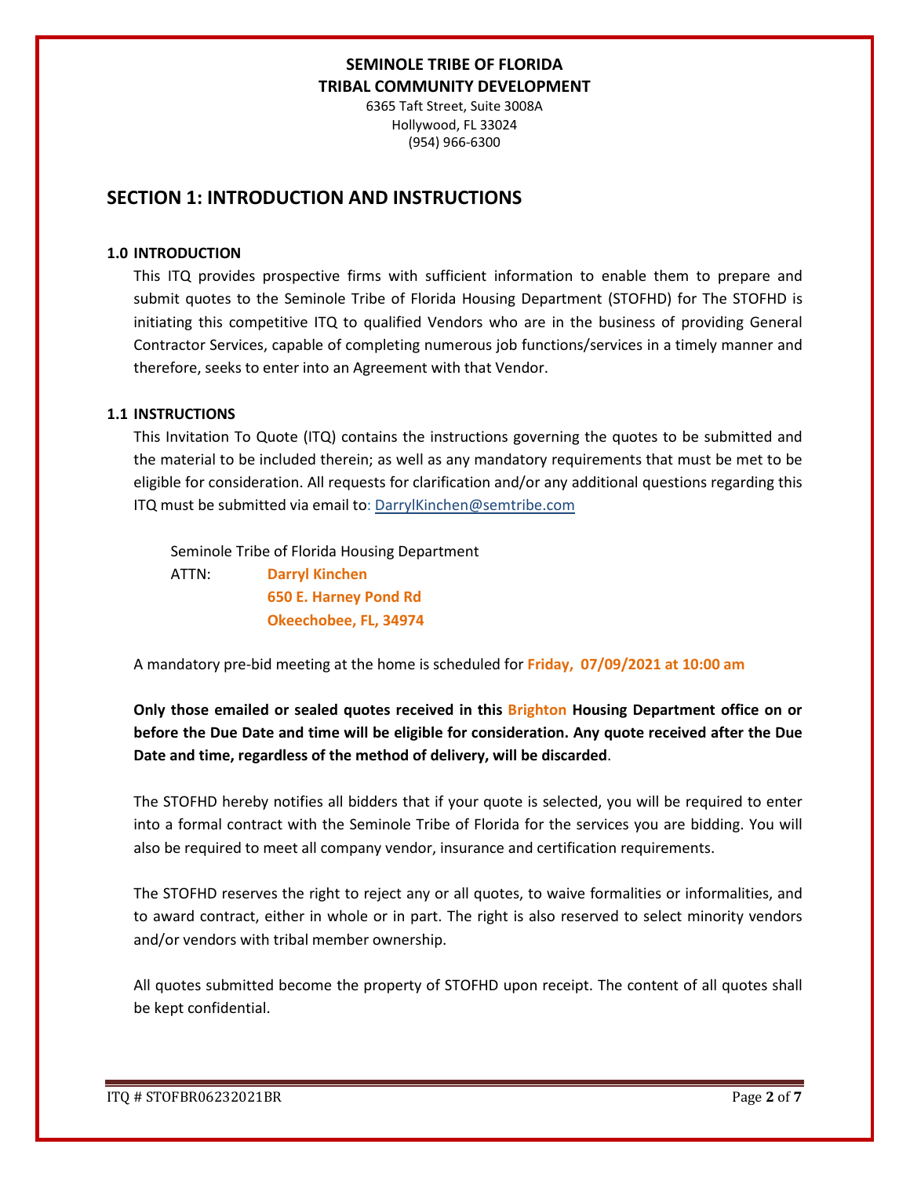**SEMINOLE TRIBE OF FLORIDA**
**TRIBAL COMMUNITY DEVELOPMENT**
6365 Taft Street, Suite 3008A
Hollywood, FL 33024
(954) 966-6300

## SECTION 1: INTRODUCTION AND INSTRUCTIONS

### 1.0 INTRODUCTION

This ITQ provides prospective firms with sufficient information to enable them to prepare and submit quotes to the Seminole Tribe of Florida Housing Department (STOFHD) for The STOFHD is initiating this competitive ITQ to qualified Vendors who are in the business of providing General Contractor Services, capable of completing numerous job functions/services in a timely manner and therefore, seeks to enter into an Agreement with that Vendor.

### 1.1 INSTRUCTIONS

This Invitation To Quote (ITQ) contains the instructions governing the quotes to be submitted and the material to be included therein; as well as any mandatory requirements that must be met to be eligible for consideration. All requests for clarification and/or any additional questions regarding this ITQ must be submitted via email to: DarrylKinchen@semtribe.com

Seminole Tribe of Florida Housing Department
ATTN: **Darryl Kinchen**
**650 E. Harney Pond Rd**
**Okeechobee, FL, 34974**

A mandatory pre-bid meeting at the home is scheduled for **Friday, 07/09/2021 at 10:00 am**

**Only those emailed or sealed quotes received in this Brighton Housing Department office on or before the Due Date and time will be eligible for consideration. Any quote received after the Due Date and time, regardless of the method of delivery, will be discarded**.

The STOFHD hereby notifies all bidders that if your quote is selected, you will be required to enter into a formal contract with the Seminole Tribe of Florida for the services you are bidding. You will also be required to meet all company vendor, insurance and certification requirements.

The STOFHD reserves the right to reject any or all quotes, to waive formalities or informalities, and to award contract, either in whole or in part. The right is also reserved to select minority vendors and/or vendors with tribal member ownership.

All quotes submitted become the property of STOFHD upon receipt. The content of all quotes shall be kept confidential.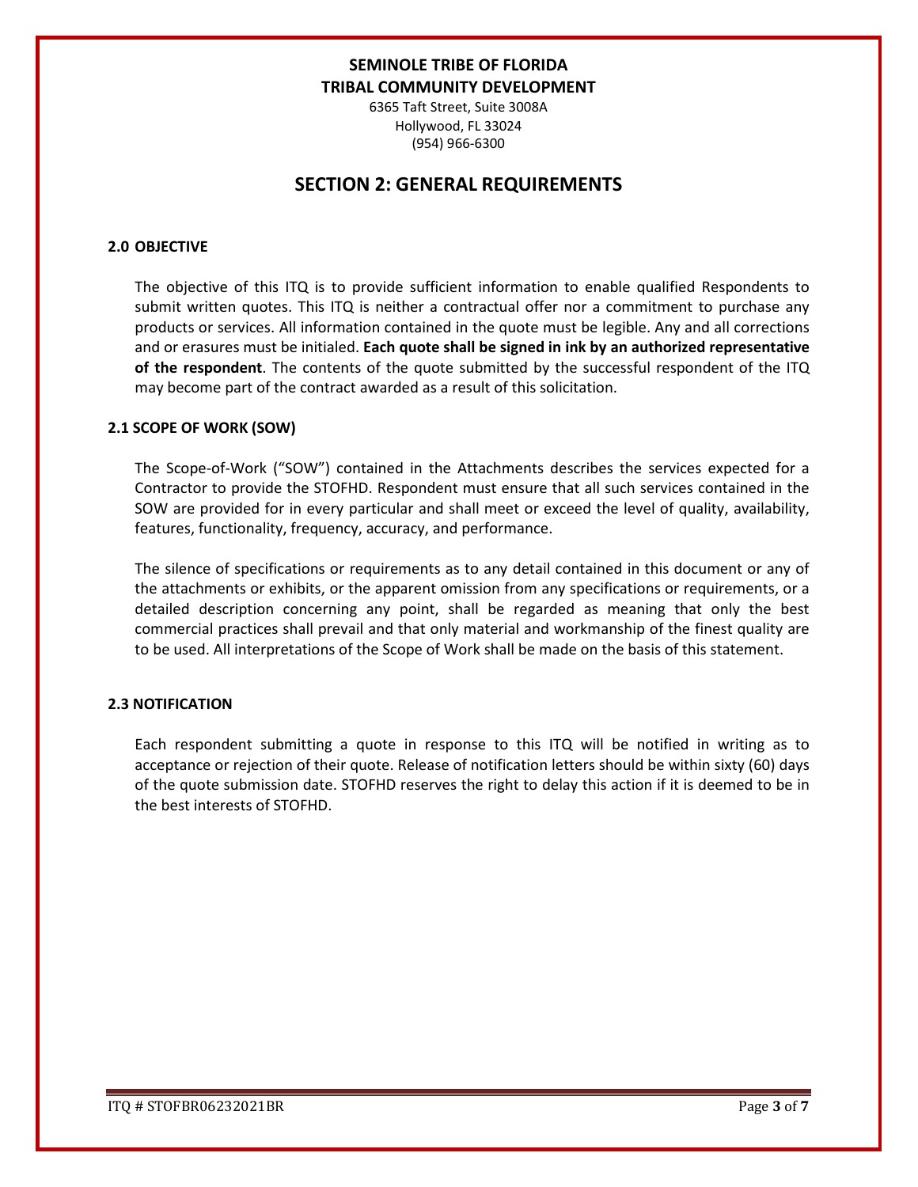**SEMINOLE TRIBE OF FLORIDA**
**TRIBAL COMMUNITY DEVELOPMENT**
6365 Taft Street, Suite 3008A
Hollywood, FL 33024
(954) 966-6300

# SECTION 2: GENERAL REQUIREMENTS

### 2.0 OBJECTIVE

The objective of this ITQ is to provide sufficient information to enable qualified Respondents to submit written quotes. This ITQ is neither a contractual offer nor a commitment to purchase any products or services. All information contained in the quote must be legible. Any and all corrections and or erasures must be initialed. **Each quote shall be signed in ink by an authorized representative of the respondent**. The contents of the quote submitted by the successful respondent of the ITQ may become part of the contract awarded as a result of this solicitation.

### 2.1 SCOPE OF WORK (SOW)

The Scope-of-Work ("SOW") contained in the Attachments describes the services expected for a Contractor to provide the STOFHD. Respondent must ensure that all such services contained in the SOW are provided for in every particular and shall meet or exceed the level of quality, availability, features, functionality, frequency, accuracy, and performance.

The silence of specifications or requirements as to any detail contained in this document or any of the attachments or exhibits, or the apparent omission from any specifications or requirements, or a detailed description concerning any point, shall be regarded as meaning that only the best commercial practices shall prevail and that only material and workmanship of the finest quality are to be used. All interpretations of the Scope of Work shall be made on the basis of this statement.

### 2.3 NOTIFICATION

Each respondent submitting a quote in response to this ITQ will be notified in writing as to acceptance or rejection of their quote. Release of notification letters should be within sixty (60) days of the quote submission date. STOFHD reserves the right to delay this action if it is deemed to be in the best interests of STOFHD.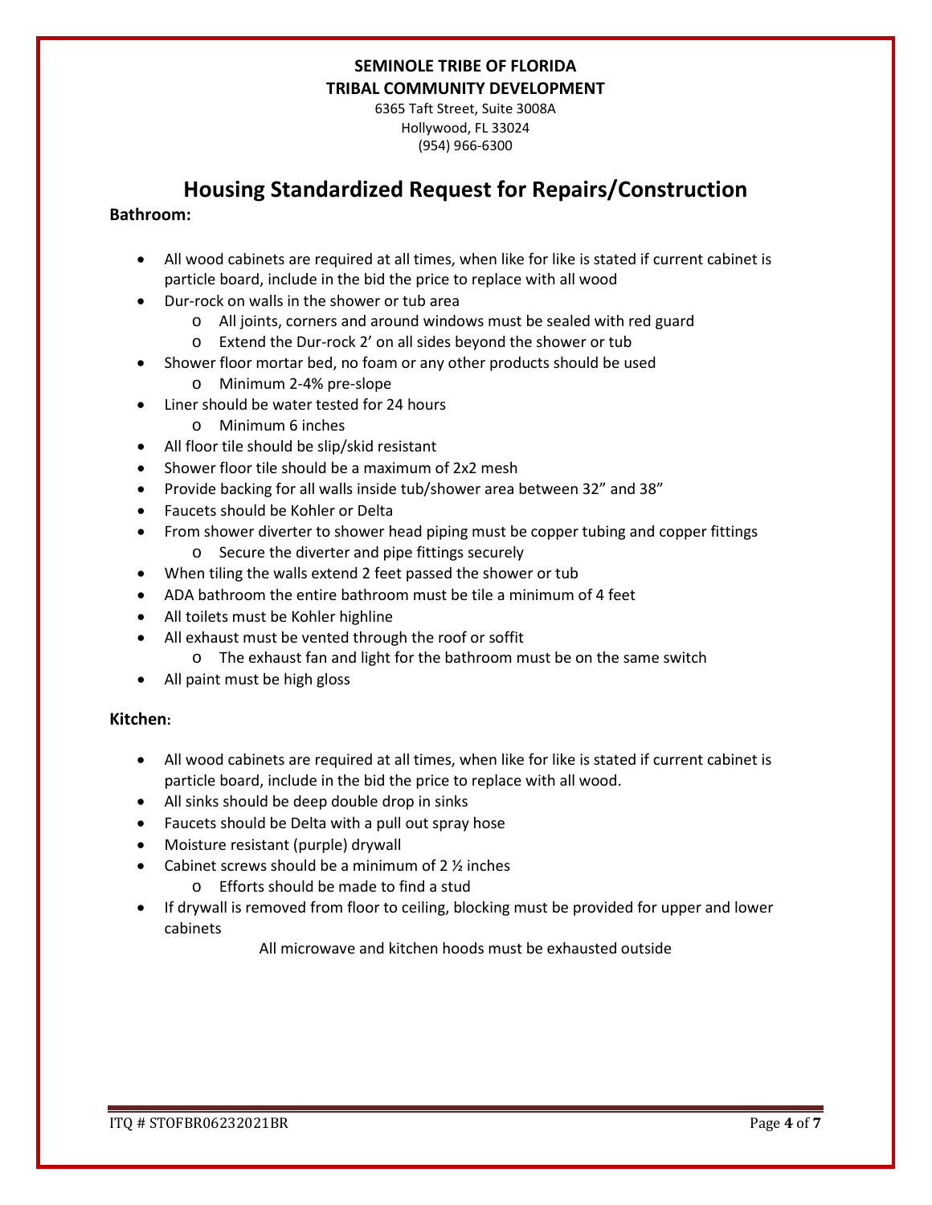**SEMINOLE TRIBE OF FLORIDA**
**TRIBAL COMMUNITY DEVELOPMENT**
6365 Taft Street, Suite 3008A
Hollywood, FL 33024
(954) 966-6300

# Housing Standardized Request for Repairs/Construction

**Bathroom:**

- All wood cabinets are required at all times, when like for like is stated if current cabinet is particle board, include in the bid the price to replace with all wood
- Dur-rock on walls in the shower or tub area
  - All joints, corners and around windows must be sealed with red guard
  - Extend the Dur-rock 2' on all sides beyond the shower or tub
- Shower floor mortar bed, no foam or any other products should be used
  - Minimum 2-4% pre-slope
- Liner should be water tested for 24 hours
  - Minimum 6 inches
- All floor tile should be slip/skid resistant
- Shower floor tile should be a maximum of 2x2 mesh
- Provide backing for all walls inside tub/shower area between 32" and 38"
- Faucets should be Kohler or Delta
- From shower diverter to shower head piping must be copper tubing and copper fittings
  - Secure the diverter and pipe fittings securely
- When tiling the walls extend 2 feet passed the shower or tub
- ADA bathroom the entire bathroom must be tile a minimum of 4 feet
- All toilets must be Kohler highline
- All exhaust must be vented through the roof or soffit
  - The exhaust fan and light for the bathroom must be on the same switch
- All paint must be high gloss

**Kitchen:**

- All wood cabinets are required at all times, when like for like is stated if current cabinet is particle board, include in the bid the price to replace with all wood.
- All sinks should be deep double drop in sinks
- Faucets should be Delta with a pull out spray hose
- Moisture resistant (purple) drywall
- Cabinet screws should be a minimum of 2 ½ inches
  - Efforts should be made to find a stud
- If drywall is removed from floor to ceiling, blocking must be provided for upper and lower cabinets

All microwave and kitchen hoods must be exhausted outside

ITQ # STOFBR06232021BR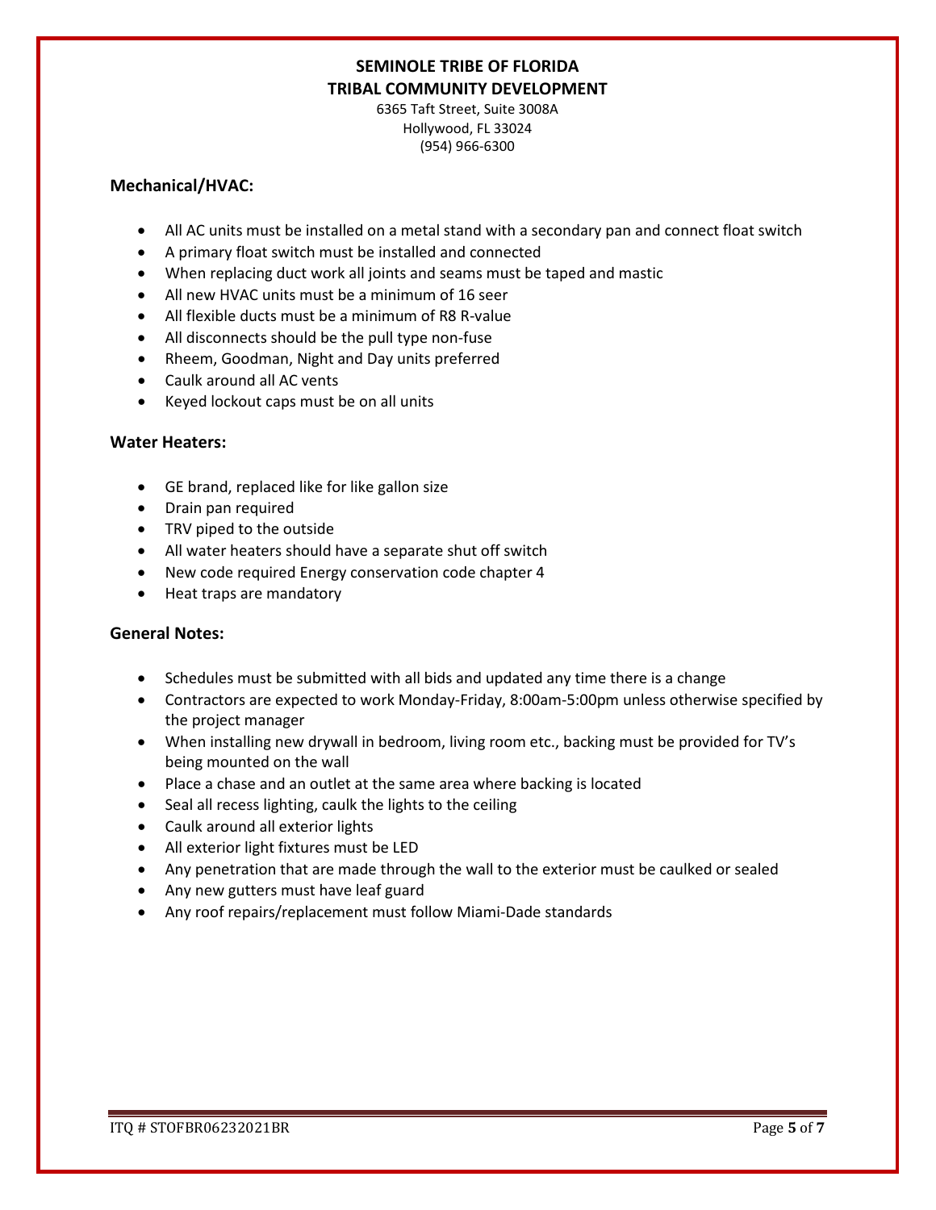**SEMINOLE TRIBE OF FLORIDA**
**TRIBAL COMMUNITY DEVELOPMENT**
6365 Taft Street, Suite 3008A
Hollywood, FL 33024
(954) 966-6300

### Mechanical/HVAC:

- All AC units must be installed on a metal stand with a secondary pan and connect float switch
- A primary float switch must be installed and connected
- When replacing duct work all joints and seams must be taped and mastic
- All new HVAC units must be a minimum of 16 seer
- All flexible ducts must be a minimum of R8 R-value
- All disconnects should be the pull type non-fuse
- Rheem, Goodman, Night and Day units preferred
- Caulk around all AC vents
- Keyed lockout caps must be on all units

### Water Heaters:

- GE brand, replaced like for like gallon size
- Drain pan required
- TRV piped to the outside
- All water heaters should have a separate shut off switch
- New code required Energy conservation code chapter 4
- Heat traps are mandatory

### General Notes:

- Schedules must be submitted with all bids and updated any time there is a change
- Contractors are expected to work Monday-Friday, 8:00am-5:00pm unless otherwise specified by the project manager
- When installing new drywall in bedroom, living room etc., backing must be provided for TV's being mounted on the wall
- Place a chase and an outlet at the same area where backing is located
- Seal all recess lighting, caulk the lights to the ceiling
- Caulk around all exterior lights
- All exterior light fixtures must be LED
- Any penetration that are made through the wall to the exterior must be caulked or sealed
- Any new gutters must have leaf guard
- Any roof repairs/replacement must follow Miami-Dade standards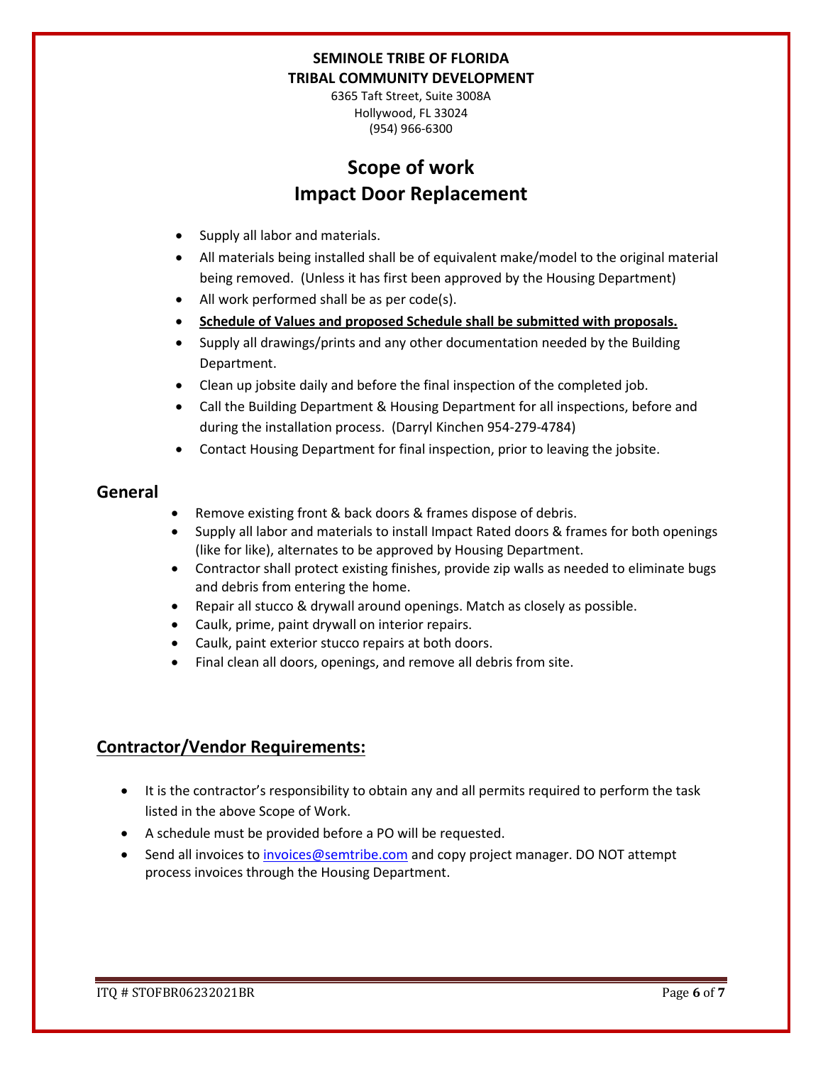**SEMINOLE TRIBE OF FLORIDA**
**TRIBAL COMMUNITY DEVELOPMENT**

6365 Taft Street, Suite 3008A
Hollywood, FL 33024
(954) 966-6300

# Scope of work
# Impact Door Replacement

- Supply all labor and materials.
- All materials being installed shall be of equivalent make/model to the original material being removed. (Unless it has first been approved by the Housing Department)
- All work performed shall be as per code(s).
- **Schedule of Values and proposed Schedule shall be submitted with proposals.**
- Supply all drawings/prints and any other documentation needed by the Building Department.
- Clean up jobsite daily and before the final inspection of the completed job.
- Call the Building Department & Housing Department for all inspections, before and during the installation process. (Darryl Kinchen 954-279-4784)
- Contact Housing Department for final inspection, prior to leaving the jobsite.

## General

- Remove existing front & back doors & frames dispose of debris.
- Supply all labor and materials to install Impact Rated doors & frames for both openings (like for like), alternates to be approved by Housing Department.
- Contractor shall protect existing finishes, provide zip walls as needed to eliminate bugs and debris from entering the home.
- Repair all stucco & drywall around openings. Match as closely as possible.
- Caulk, prime, paint drywall on interior repairs.
- Caulk, paint exterior stucco repairs at both doors.
- Final clean all doors, openings, and remove all debris from site.

## Contractor/Vendor Requirements:

- It is the contractor's responsibility to obtain any and all permits required to perform the task listed in the above Scope of Work.
- A schedule must be provided before a PO will be requested.
- Send all invoices to invoices@semtribe.com and copy project manager. DO NOT attempt process invoices through the Housing Department.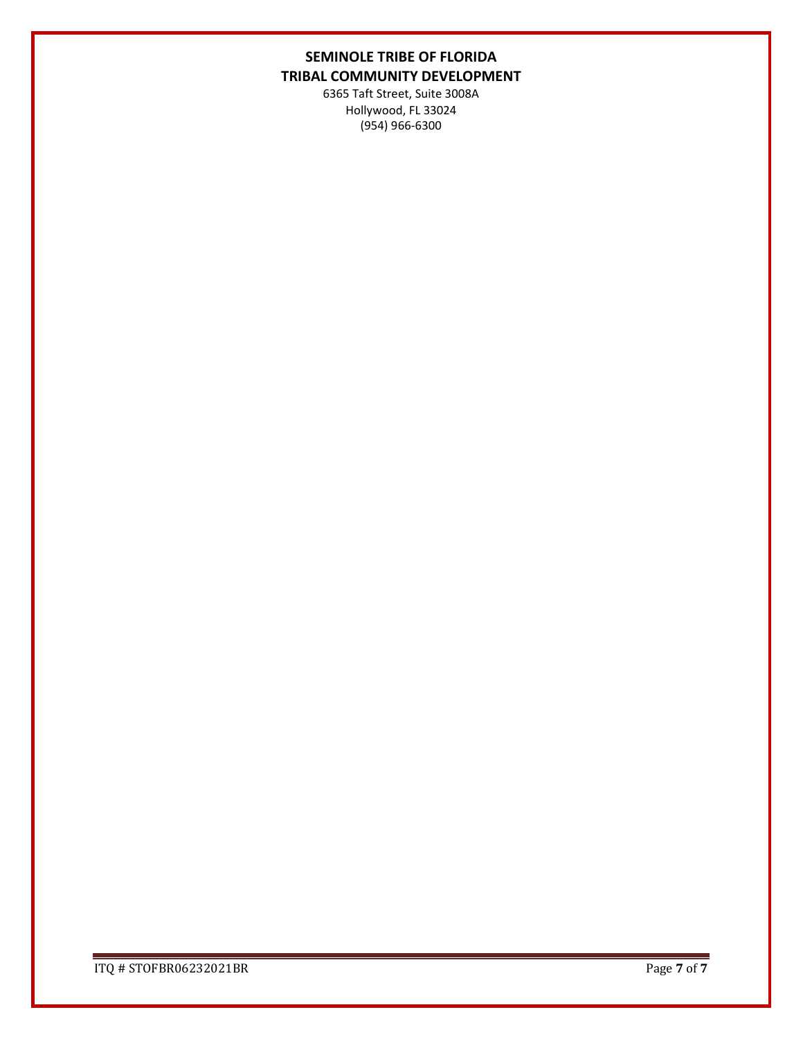**SEMINOLE TRIBE OF FLORIDA**
**TRIBAL COMMUNITY DEVELOPMENT**

6365 Taft Street, Suite 3008A
Hollywood, FL 33024
(954) 966-6300